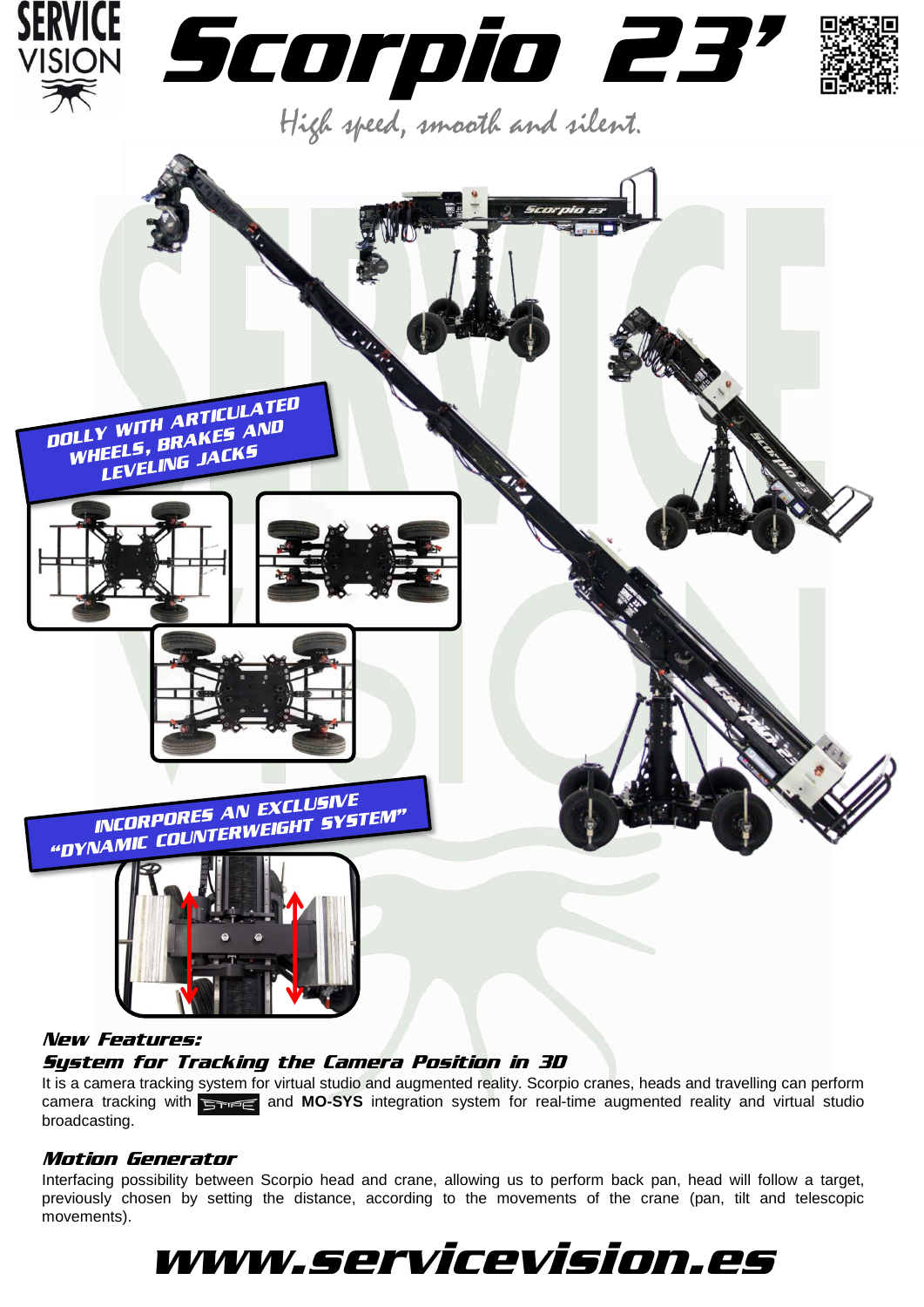# Scorpio 23'

*High speed, smooth and silent.*

**DOLLY WITH ARTICULATED WHEELS, BRAKES AND LEVELING JACKS**

**INCORPORES AN EXCLUSIVE "DYNAMIC COUNTERWEIGHT SYSTEM"**

### *New Features:*

### *System for Tracking the Camera Position in 3D*

It is a camera tracking system for virtual studio and augmented reality. Scorpio cranes, heads and travelling can perform camera tracking with STYPE and **MO-SYS** integration system for real-time augmented reality and virtual studio broadcasting.

### *Motion Generator*

Interfacing possibility between Scorpio head and crane, allowing us to perform back pan, head will follow a target, previously chosen by setting the distance, according to the movements of the crane (pan, tilt and telescopic movements).

## www.servicevision.es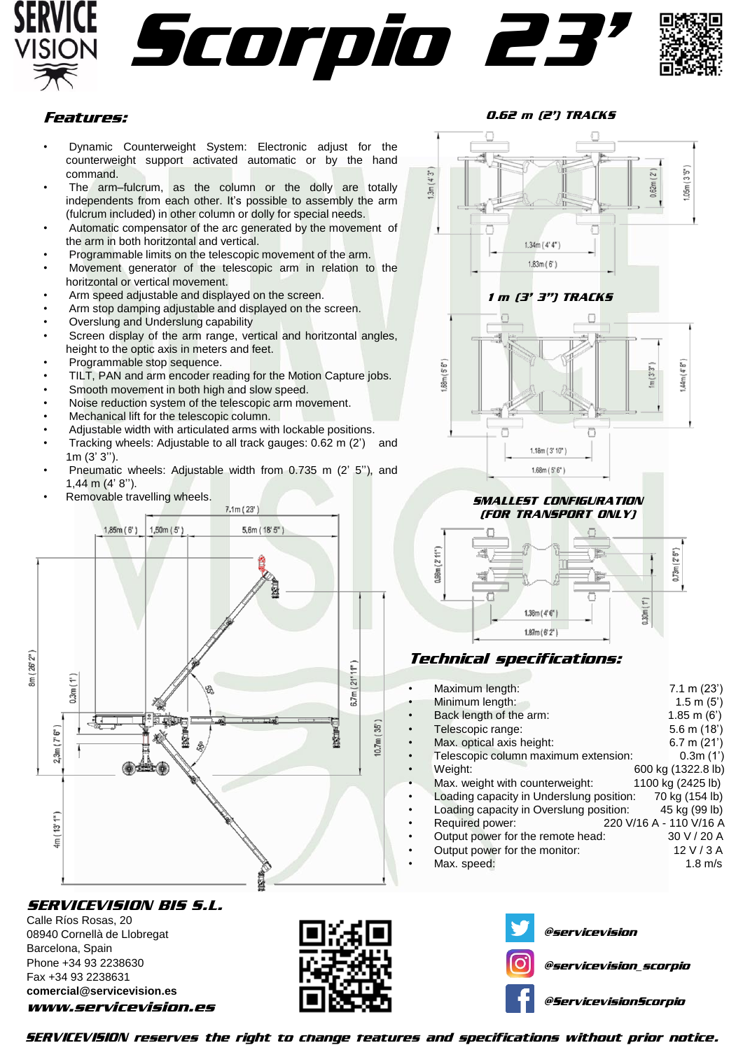# Scorpio 23'

SERVICE VISION

## Features:

- Dynamic Counterweight System: Electronic adjust for the counterweight support activated automatic or by the hand command.
- The arm–fulcrum, as the column or the dolly are totally independents from each other. It's possible to assembly the arm (fulcrum included) in other column or dolly for special needs.
- Automatic compensator of the arc generated by the movement of the arm in both horitzontal and vertical.
- Programmable limits on the telescopic movement of the arm.
- Movement generator of the telescopic arm in relation to the horitzontal or vertical movement.
- Arm speed adjustable and displayed on the screen.
- Arm stop damping adjustable and displayed on the screen.
- Overslung and Underslung capability
- Screen display of the arm range, vertical and horitzontal angles, height to the optic axis in meters and feet.
- Programmable stop sequence.
- TILT, PAN and arm encoder reading for the Motion Capture jobs.
- Smooth movement in both high and slow speed.
- Noise reduction system of the telescopic arm movement.
- Mechanical lift for the telescopic column.
- Adjustable width with articulated arms with lockable positions.
- Tracking wheels: Adjustable to all track gauges: 0.62 m (2') and 1m (3' 3'').
- Pneumatic wheels: Adjustable width from 0.735 m (2' 5''), and 1,44 m (4' 8'').
- Removable travelling wheels.

7,1m ( 23' )
1,85m ( 6' )
1,50m ( 5' )
5,6m ( 18' 5" )
8m ( 26' 2" )
0,3m ( 1' )
2,3m ( 7' 6" )
4m ( 13' 1" )
6,7m ( 21' 11" )
10,7m ( 35' )
55°
55°

### 0.62 m (2') TRACKS

1,3m ( 4' 3" )
0,62m ( 2' )
1,05m ( 3' 5" )
1,34m ( 4' 4" )
1,83m ( 6' )

### 1 m (3' 3'') TRACKS

1,68m ( 5' 6" )
1m ( 3' 3" )
1,44m ( 4' 8" )
1,18m ( 3' 10" )
1,68m ( 5' 6" )

### SMALLEST CONFIGURATION (FOR TRANSPORT ONLY)

0,88m ( 2' 11" )
0,73m ( 2' 5" )
0,30m ( 1' )
1,38m ( 4' 6" )
1,87m ( 6' 2" )

## Technical specifications:

- Maximum length: 7.1 m (23')
- Minimum length: 1.5 m (5')
- Back length of the arm: 1.85 m (6')
- Telescopic range: 5.6 m (18')
- Max. optical axis height: 6.7 m (21')
- Telescopic column maximum extension: 0.3m (1')
- Weight: 600 kg (1322.8 lb)
- Max. weight with counterweight: 1100 kg (2425 lb)
- Loading capacity in Underslung position: 70 kg (154 lb)
- Loading capacity in Overslung position: 45 kg (99 lb)
- Required power: 220 V/16 A - 110 V/16 A
- Output power for the remote head: 30 V / 20 A
- Output power for the monitor: 12 V / 3 A
- Max. speed: 1.8 m/s

### SERVICEVISION BIS S.L.

Calle Ríos Rosas, 20
08940 Cornellà de Llobregat
Barcelona, Spain
Phone +34 93 2238630
Fax +34 93 2238631
**comercial@servicevision.es**
**www.servicevision.es**

@servicevision
@servicevision_scorpio
@ServicevisionScorpio

**SERVICEVISION reserves the right to change features and specifications without prior notice.**